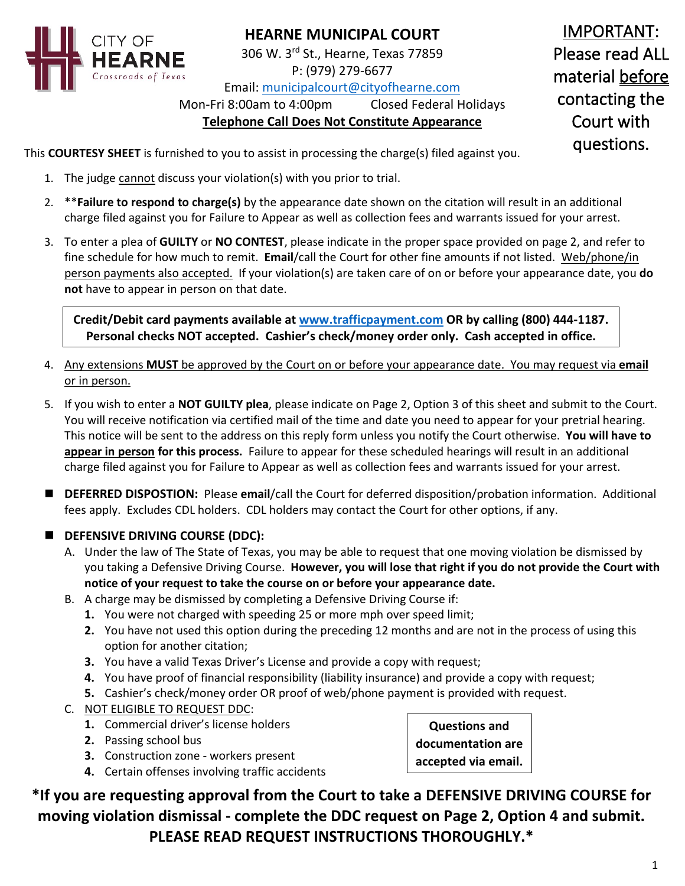CITY OF HEARNE
Crossroads of Texas

# HEARNE MUNICIPAL COURT

306 W. 3rd St., Hearne, Texas 77859
P: (979) 279-6677
Email: municipalcourt@cityofhearne.com
Mon-Fri 8:00am to 4:00pm    Closed Federal Holidays
**Telephone Call Does Not Constitute Appearance**

IMPORTANT: Please read ALL material before contacting the Court with questions.

This **COURTESY SHEET** is furnished to you to assist in processing the charge(s) filed against you.

1. The judge cannot discuss your violation(s) with you prior to trial.
2. ****Failure to respond to charge(s)** by the appearance date shown on the citation will result in an additional charge filed against you for Failure to Appear as well as collection fees and warrants issued for your arrest.
3. To enter a plea of **GUILTY** or **NO CONTEST**, please indicate in the proper space provided on page 2, and refer to fine schedule for how much to remit. **Email**/call the Court for other fine amounts if not listed. Web/phone/in person payments also accepted. If your violation(s) are taken care of on or before your appearance date, you **do not** have to appear in person on that date.

> **Credit/Debit card payments available at www.trafficpayment.com OR by calling (800) 444-1187. Personal checks NOT accepted. Cashier's check/money order only. Cash accepted in office.**

4. Any extensions **MUST** be approved by the Court on or before your appearance date. You may request via **email** or in person.
5. If you wish to enter a **NOT GUILTY plea**, please indicate on Page 2, Option 3 of this sheet and submit to the Court. You will receive notification via certified mail of the time and date you need to appear for your pretrial hearing. This notice will be sent to the address on this reply form unless you notify the Court otherwise. **You will have to appear in person for this process.** Failure to appear for these scheduled hearings will result in an additional charge filed against you for Failure to Appear as well as collection fees and warrants issued for your arrest.

- **DEFERRED DISPOSTION:** Please **email**/call the Court for deferred disposition/probation information. Additional fees apply. Excludes CDL holders. CDL holders may contact the Court for other options, if any.

- **DEFENSIVE DRIVING COURSE (DDC):**
  - A. Under the law of The State of Texas, you may be able to request that one moving violation be dismissed by you taking a Defensive Driving Course. **However, you will lose that right if you do not provide the Court with notice of your request to take the course on or before your appearance date.**
  - B. A charge may be dismissed by completing a Defensive Driving Course if:
    1. You were not charged with speeding 25 or more mph over speed limit;
    2. You have not used this option during the preceding 12 months and are not in the process of using this option for another citation;
    3. You have a valid Texas Driver's License and provide a copy with request;
    4. You have proof of financial responsibility (liability insurance) and provide a copy with request;
    5. Cashier's check/money order OR proof of web/phone payment is provided with request.
  - C. NOT ELIGIBLE TO REQUEST DDC:
    1. Commercial driver's license holders
    2. Passing school bus
    3. Construction zone - workers present
    4. Certain offenses involving traffic accidents

> **Questions and documentation are accepted via email.**

**\*If you are requesting approval from the Court to take a DEFENSIVE DRIVING COURSE for moving violation dismissal - complete the DDC request on Page 2, Option 4 and submit. PLEASE READ REQUEST INSTRUCTIONS THOROUGHLY.\***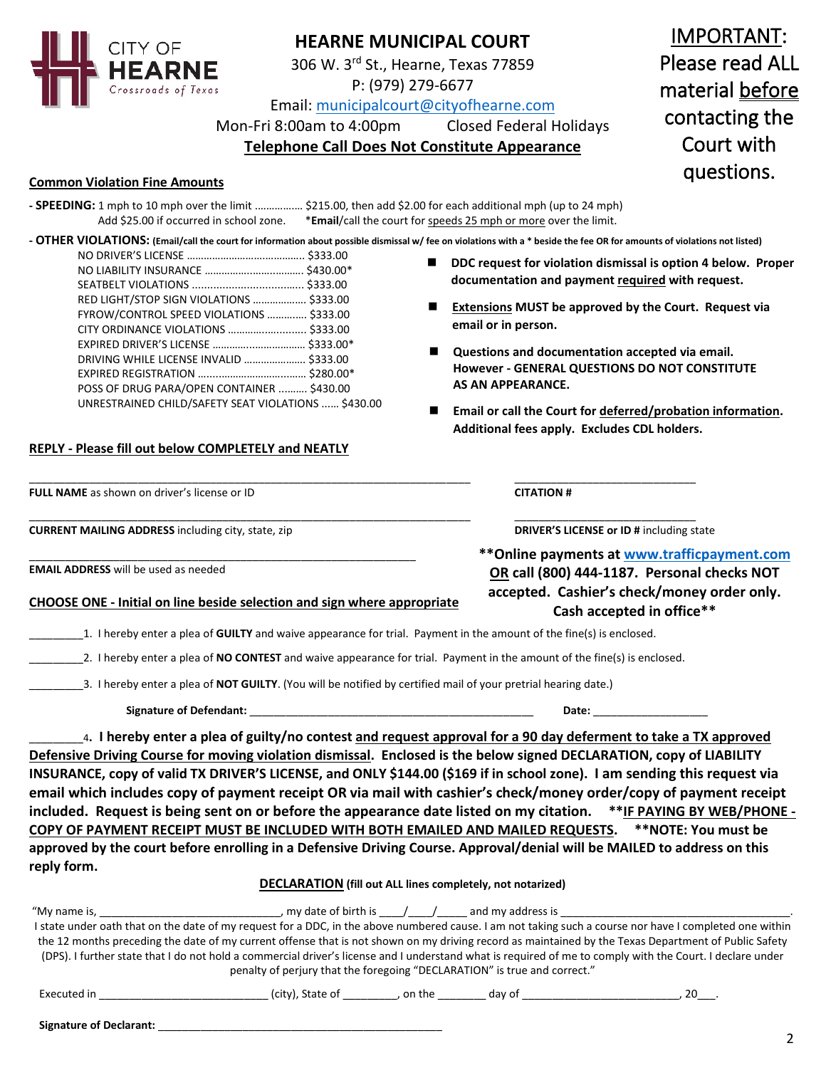CITY OF HEARNE
Crossroads of Texas

# HEARNE MUNICIPAL COURT

306 W. 3rd St., Hearne, Texas 77859
P: (979) 279-6677
Email: municipalcourt@cityofhearne.com
Mon-Fri 8:00am to 4:00pm Closed Federal Holidays
**Telephone Call Does Not Constitute Appearance**

IMPORTANT: Please read ALL material before contacting the Court with questions.

## Common Violation Fine Amounts

- **SPEEDING:** 1 mph to 10 mph over the limit ................ $215.00, then add $2.00 for each additional mph (up to 24 mph)
  Add $25.00 if occurred in school zone. *Email/call the court for speeds 25 mph or more over the limit.

- **OTHER VIOLATIONS:** (Email/call the court for information about possible dismissal w/ fee on violations with a * beside the fee OR for amounts of violations not listed)

| | |
|---|---|
| NO DRIVER'S LICENSE | $333.00 |
| NO LIABILITY INSURANCE | $430.00* |
| SEATBELT VIOLATIONS | $333.00 |
| RED LIGHT/STOP SIGN VIOLATIONS | $333.00 |
| FYROW/CONTROL SPEED VIOLATIONS | $333.00 |
| CITY ORDINANCE VIOLATIONS | $333.00 |
| EXPIRED DRIVER'S LICENSE | $333.00* |
| DRIVING WHILE LICENSE INVALID | $333.00 |
| EXPIRED REGISTRATION | $280.00* |
| POSS OF DRUG PARA/OPEN CONTAINER | $430.00 |
| UNRESTRAINED CHILD/SAFETY SEAT VIOLATIONS | $430.00 |

- **DDC request for violation dismissal is option 4 below. Proper documentation and payment required with request.**
- **Extensions MUST be approved by the Court. Request via email or in person.**
- **Questions and documentation accepted via email. However - GENERAL QUESTIONS DO NOT CONSTITUTE AS AN APPEARANCE.**
- **Email or call the Court for deferred/probation information. Additional fees apply. Excludes CDL holders.**

## REPLY - Please fill out below COMPLETELY and NEATLY

______________________________________________
**FULL NAME** as shown on driver's license or ID

______________________________
**CITATION #**

______________________________________________
**CURRENT MAILING ADDRESS** including city, state, zip

______________________________
**DRIVER'S LICENSE or ID #** including state

______________________________________________
**EMAIL ADDRESS** will be used as needed

**\*\*Online payments at www.trafficpayment.com OR call (800) 444-1187. Personal checks NOT accepted. Cashier's check/money order only. Cash accepted in office\*\***

**CHOOSE ONE - Initial on line beside selection and sign where appropriate**

_________1. I hereby enter a plea of **GUILTY** and waive appearance for trial. Payment in the amount of the fine(s) is enclosed.

_________2. I hereby enter a plea of **NO CONTEST** and waive appearance for trial. Payment in the amount of the fine(s) is enclosed.

_________3. I hereby enter a plea of **NOT GUILTY**. (You will be notified by certified mail of your pretrial hearing date.)

**Signature of Defendant:** ______________________________ **Date:** ________________

________4. **I hereby enter a plea of guilty/no contest and request approval for a 90 day deferment to take a TX approved Defensive Driving Course for moving violation dismissal. Enclosed is the below signed DECLARATION, copy of LIABILITY INSURANCE, copy of valid TX DRIVER'S LICENSE, and ONLY $144.00 ($169 if in school zone). I am sending this request via email which includes copy of payment receipt OR via mail with cashier's check/money order/copy of payment receipt included. Request is being sent on or before the appearance date listed on my citation. \*\*IF PAYING BY WEB/PHONE - COPY OF PAYMENT RECEIPT MUST BE INCLUDED WITH BOTH EMAILED AND MAILED REQUESTS. \*\*NOTE: You must be approved by the court before enrolling in a Defensive Driving Course. Approval/denial will be MAILED to address on this reply form.**

**DECLARATION** (fill out ALL lines completely, not notarized)

"My name is, ____________________________, my date of birth is ____/____/_____ and my address is ____________________________________. I state under oath that on the date of my request for a DDC, in the above numbered cause. I am not taking such a course nor have I completed one within the 12 months preceding the date of my current offense that is not shown on my driving record as maintained by the Texas Department of Public Safety (DPS). I further state that I do not hold a commercial driver's license and I understand what is required of me to comply with the Court. I declare under penalty of perjury that the foregoing "DECLARATION" is true and correct."

Executed in __________________________ (city), State of _________, on the ________ day of ________________________, 20___.

**Signature of Declarant:** ______________________________________________